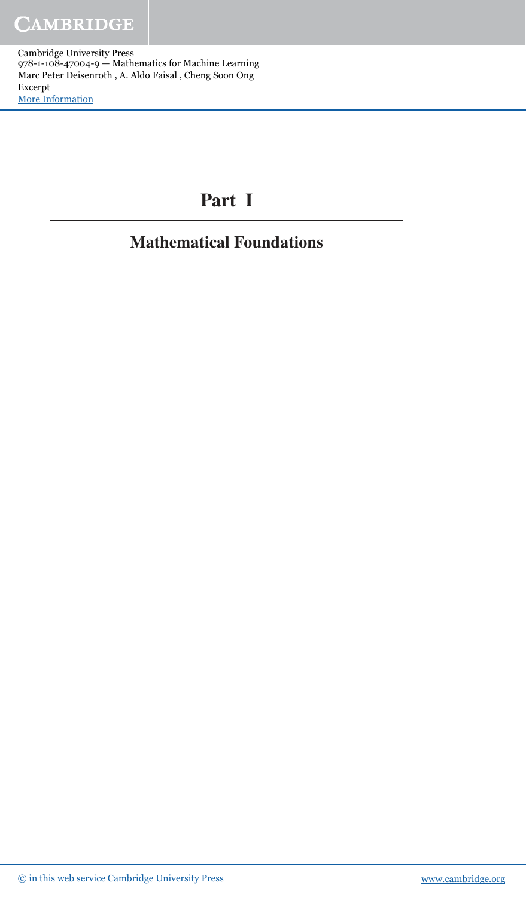# Part I

## Mathematical Foundations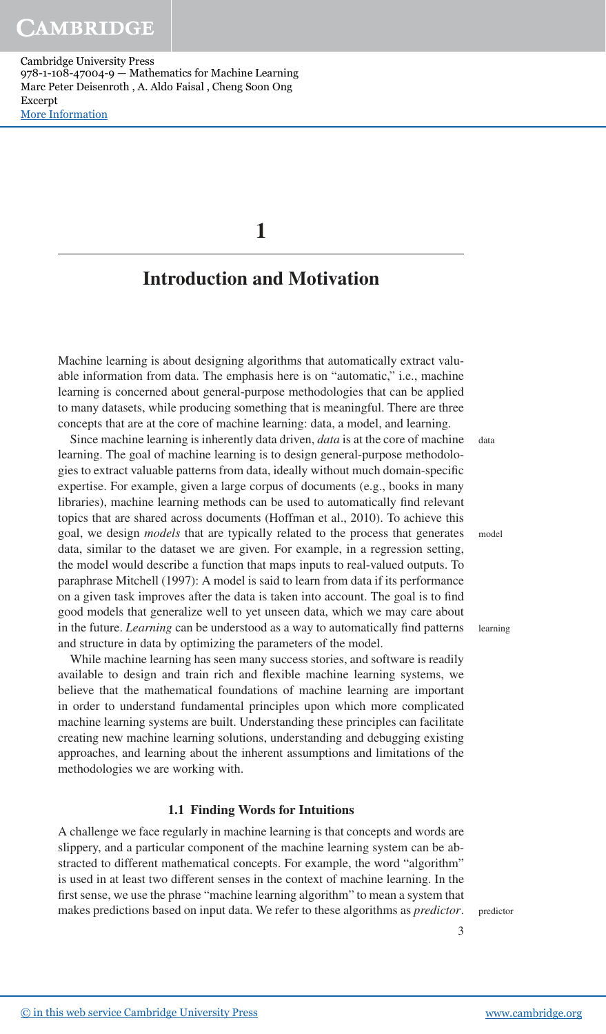# 1

# Introduction and Motivation

Machine learning is about designing algorithms that automatically extract valuable information from data. The emphasis here is on "automatic," i.e., machine learning is concerned about general-purpose methodologies that can be applied to many datasets, while producing something that is meaningful. There are three concepts that are at the core of machine learning: data, a model, and learning.

Since machine learning is inherently data driven, *data* is at the core of machine learning. The goal of machine learning is to design general-purpose methodologies to extract valuable patterns from data, ideally without much domain-specific expertise. For example, given a large corpus of documents (e.g., books in many libraries), machine learning methods can be used to automatically find relevant topics that are shared across documents (Hoffman et al., 2010). To achieve this goal, we design *models* that are typically related to the process that generates data, similar to the dataset we are given. For example, in a regression setting, the model would describe a function that maps inputs to real-valued outputs. To paraphrase Mitchell (1997): A model is said to learn from data if its performance on a given task improves after the data is taken into account. The goal is to find good models that generalize well to yet unseen data, which we may care about in the future. *Learning* can be understood as a way to automatically find patterns and structure in data by optimizing the parameters of the model.

data

model

learning

While machine learning has seen many success stories, and software is readily available to design and train rich and flexible machine learning systems, we believe that the mathematical foundations of machine learning are important in order to understand fundamental principles upon which more complicated machine learning systems are built. Understanding these principles can facilitate creating new machine learning solutions, understanding and debugging existing approaches, and learning about the inherent assumptions and limitations of the methodologies we are working with.

## 1.1 Finding Words for Intuitions

A challenge we face regularly in machine learning is that concepts and words are slippery, and a particular component of the machine learning system can be abstracted to different mathematical concepts. For example, the word "algorithm" is used in at least two different senses in the context of machine learning. In the first sense, we use the phrase "machine learning algorithm" to mean a system that makes predictions based on input data. We refer to these algorithms as *predictor*.

predictor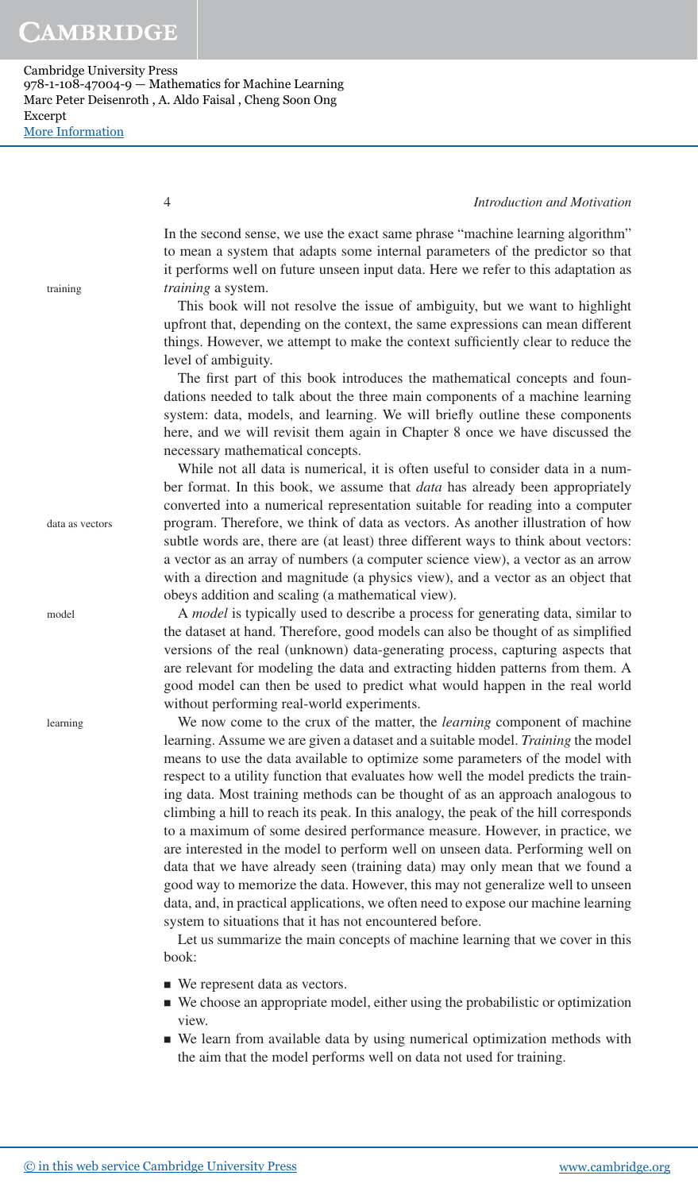In the second sense, we use the exact same phrase "machine learning algorithm" to mean a system that adapts some internal parameters of the predictor so that it performs well on future unseen input data. Here we refer to this adaptation as *training* a system.

training

This book will not resolve the issue of ambiguity, but we want to highlight upfront that, depending on the context, the same expressions can mean different things. However, we attempt to make the context sufficiently clear to reduce the level of ambiguity.

The first part of this book introduces the mathematical concepts and foundations needed to talk about the three main components of a machine learning system: data, models, and learning. We will briefly outline these components here, and we will revisit them again in Chapter 8 once we have discussed the necessary mathematical concepts.

While not all data is numerical, it is often useful to consider data in a number format. In this book, we assume that *data* has already been appropriately converted into a numerical representation suitable for reading into a computer program. Therefore, we think of data as vectors. As another illustration of how subtle words are, there are (at least) three different ways to think about vectors: a vector as an array of numbers (a computer science view), a vector as an arrow with a direction and magnitude (a physics view), and a vector as an object that obeys addition and scaling (a mathematical view).

data as vectors

A *model* is typically used to describe a process for generating data, similar to the dataset at hand. Therefore, good models can also be thought of as simplified versions of the real (unknown) data-generating process, capturing aspects that are relevant for modeling the data and extracting hidden patterns from them. A good model can then be used to predict what would happen in the real world without performing real-world experiments.

model

We now come to the crux of the matter, the *learning* component of machine learning. Assume we are given a dataset and a suitable model. *Training* the model means to use the data available to optimize some parameters of the model with respect to a utility function that evaluates how well the model predicts the training data. Most training methods can be thought of as an approach analogous to climbing a hill to reach its peak. In this analogy, the peak of the hill corresponds to a maximum of some desired performance measure. However, in practice, we are interested in the model to perform well on unseen data. Performing well on data that we have already seen (training data) may only mean that we found a good way to memorize the data. However, this may not generalize well to unseen data, and, in practical applications, we often need to expose our machine learning system to situations that it has not encountered before.

learning

Let us summarize the main concepts of machine learning that we cover in this book:

- We represent data as vectors.
- We choose an appropriate model, either using the probabilistic or optimization view.
- We learn from available data by using numerical optimization methods with the aim that the model performs well on data not used for training.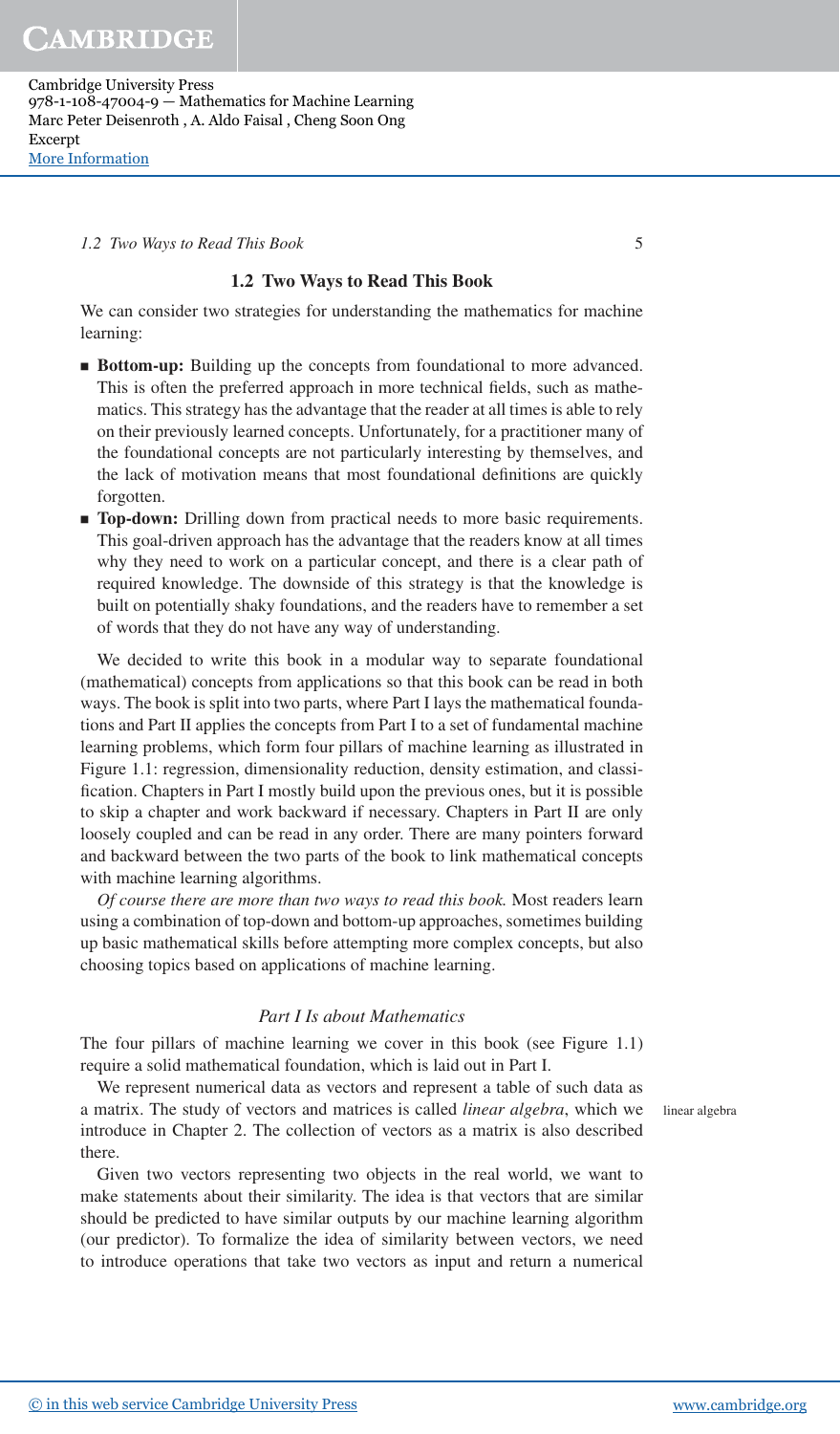## 1.2 Two Ways to Read This Book

We can consider two strategies for understanding the mathematics for machine learning:

- **Bottom-up:** Building up the concepts from foundational to more advanced. This is often the preferred approach in more technical fields, such as mathematics. This strategy has the advantage that the reader at all times is able to rely on their previously learned concepts. Unfortunately, for a practitioner many of the foundational concepts are not particularly interesting by themselves, and the lack of motivation means that most foundational definitions are quickly forgotten.
- **Top-down:** Drilling down from practical needs to more basic requirements. This goal-driven approach has the advantage that the readers know at all times why they need to work on a particular concept, and there is a clear path of required knowledge. The downside of this strategy is that the knowledge is built on potentially shaky foundations, and the readers have to remember a set of words that they do not have any way of understanding.

We decided to write this book in a modular way to separate foundational (mathematical) concepts from applications so that this book can be read in both ways. The book is split into two parts, where Part I lays the mathematical foundations and Part II applies the concepts from Part I to a set of fundamental machine learning problems, which form four pillars of machine learning as illustrated in Figure 1.1: regression, dimensionality reduction, density estimation, and classification. Chapters in Part I mostly build upon the previous ones, but it is possible to skip a chapter and work backward if necessary. Chapters in Part II are only loosely coupled and can be read in any order. There are many pointers forward and backward between the two parts of the book to link mathematical concepts with machine learning algorithms.

*Of course there are more than two ways to read this book.* Most readers learn using a combination of top-down and bottom-up approaches, sometimes building up basic mathematical skills before attempting more complex concepts, but also choosing topics based on applications of machine learning.

### *Part I Is about Mathematics*

The four pillars of machine learning we cover in this book (see Figure 1.1) require a solid mathematical foundation, which is laid out in Part I.

We represent numerical data as vectors and represent a table of such data as a matrix. The study of vectors and matrices is called *linear algebra*, which we introduce in Chapter 2. The collection of vectors as a matrix is also described there.

linear algebra

Given two vectors representing two objects in the real world, we want to make statements about their similarity. The idea is that vectors that are similar should be predicted to have similar outputs by our machine learning algorithm (our predictor). To formalize the idea of similarity between vectors, we need to introduce operations that take two vectors as input and return a numerical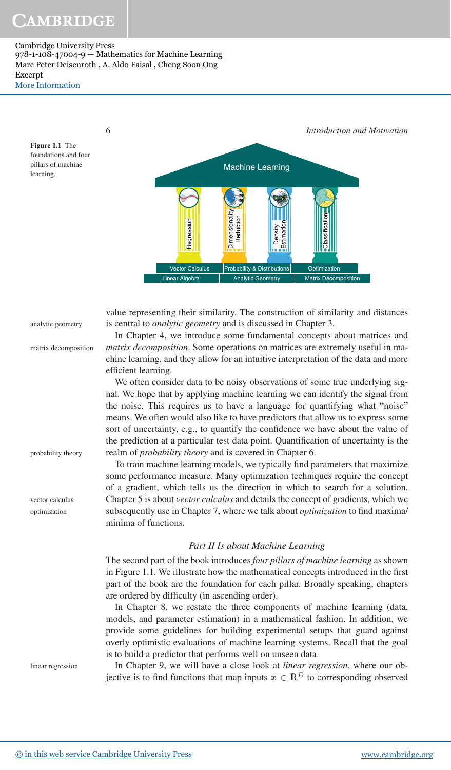Figure 1.1 The foundations and four pillars of machine learning.

analytic geometry

value representing their similarity. The construction of similarity and distances is central to *analytic geometry* and is discussed in Chapter 3.

matrix decomposition

In Chapter 4, we introduce some fundamental concepts about matrices and *matrix decomposition*. Some operations on matrices are extremely useful in machine learning, and they allow for an intuitive interpretation of the data and more efficient learning.

probability theory

We often consider data to be noisy observations of some true underlying signal. We hope that by applying machine learning we can identify the signal from the noise. This requires us to have a language for quantifying what "noise" means. We often would also like to have predictors that allow us to express some sort of uncertainty, e.g., to quantify the confidence we have about the value of the prediction at a particular test data point. Quantification of uncertainty is the realm of *probability theory* and is covered in Chapter 6.

vector calculus
optimization

To train machine learning models, we typically find parameters that maximize some performance measure. Many optimization techniques require the concept of a gradient, which tells us the direction in which to search for a solution. Chapter 5 is about *vector calculus* and details the concept of gradients, which we subsequently use in Chapter 7, where we talk about *optimization* to find maxima/minima of functions.

### *Part II Is about Machine Learning*

The second part of the book introduces *four pillars of machine learning* as shown in Figure 1.1. We illustrate how the mathematical concepts introduced in the first part of the book are the foundation for each pillar. Broadly speaking, chapters are ordered by difficulty (in ascending order).

In Chapter 8, we restate the three components of machine learning (data, models, and parameter estimation) in a mathematical fashion. In addition, we provide some guidelines for building experimental setups that guard against overly optimistic evaluations of machine learning systems. Recall that the goal is to build a predictor that performs well on unseen data.

linear regression

In Chapter 9, we will have a close look at *linear regression*, where our objective is to find functions that map inputs $\boldsymbol{x} \in \mathbb{R}^D$ to corresponding observed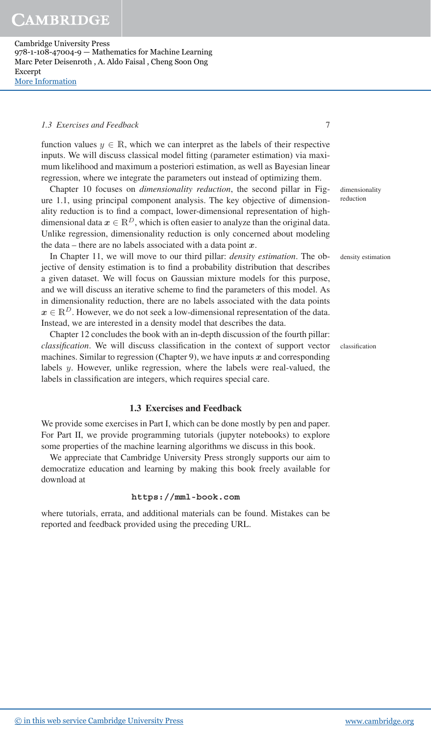function values $y \in \mathbb{R}$, which we can interpret as the labels of their respective inputs. We will discuss classical model fitting (parameter estimation) via maximum likelihood and maximum a posteriori estimation, as well as Bayesian linear regression, where we integrate the parameters out instead of optimizing them.

Chapter 10 focuses on *dimensionality reduction*, the second pillar in Figure 1.1, using principal component analysis. The key objective of dimensionality reduction is to find a compact, lower-dimensional representation of high-dimensional data $\boldsymbol{x} \in \mathbb{R}^D$, which is often easier to analyze than the original data. Unlike regression, dimensionality reduction is only concerned about modeling the data – there are no labels associated with a data point $\boldsymbol{x}$.

dimensionality reduction

In Chapter 11, we will move to our third pillar: *density estimation*. The objective of density estimation is to find a probability distribution that describes a given dataset. We will focus on Gaussian mixture models for this purpose, and we will discuss an iterative scheme to find the parameters of this model. As in dimensionality reduction, there are no labels associated with the data points $\boldsymbol{x} \in \mathbb{R}^D$. However, we do not seek a low-dimensional representation of the data. Instead, we are interested in a density model that describes the data.

density estimation

Chapter 12 concludes the book with an in-depth discussion of the fourth pillar: *classification*. We will discuss classification in the context of support vector machines. Similar to regression (Chapter 9), we have inputs $\boldsymbol{x}$ and corresponding labels $y$. However, unlike regression, where the labels were real-valued, the labels in classification are integers, which requires special care.

classification

## 1.3 Exercises and Feedback

We provide some exercises in Part I, which can be done mostly by pen and paper. For Part II, we provide programming tutorials (jupyter notebooks) to explore some properties of the machine learning algorithms we discuss in this book.

We appreciate that Cambridge University Press strongly supports our aim to democratize education and learning by making this book freely available for download at

**https://mml-book.com**

where tutorials, errata, and additional materials can be found. Mistakes can be reported and feedback provided using the preceding URL.